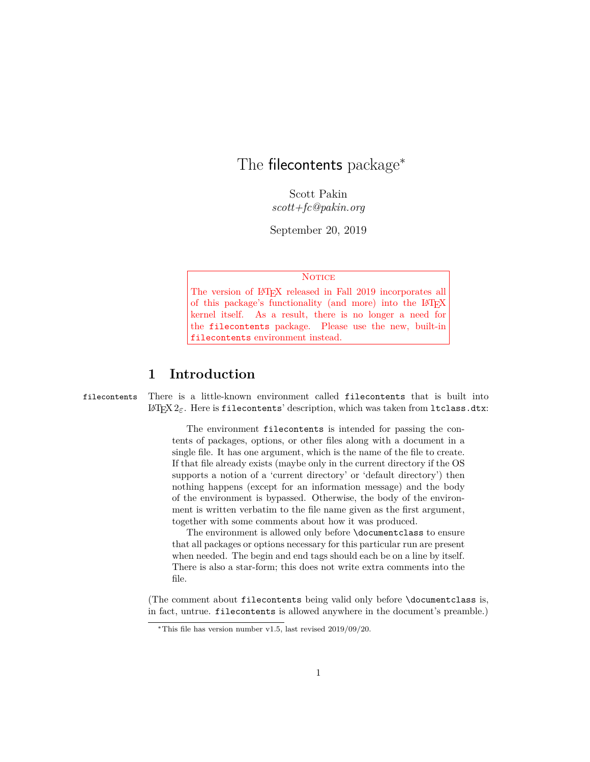# The filecontents package*

Scott Pakin
*scott+fc@pakin.org*

September 20, 2019

> **Notice**
>
> The version of LaTeX released in Fall 2019 incorporates all of this package's functionality (and more) into the LaTeX kernel itself. As a result, there is no longer a need for the `filecontents` package. Please use the new, built-in `filecontents` environment instead.

## 1 Introduction

`filecontents` There is a little-known environment called `filecontents` that is built into LaTeX $2_\varepsilon$. Here is `filecontents`' description, which was taken from `ltclass.dtx`:

> The environment `filecontents` is intended for passing the contents of packages, options, or other files along with a document in a single file. It has one argument, which is the name of the file to create. If that file already exists (maybe only in the current directory if the OS supports a notion of a 'current directory' or 'default directory') then nothing happens (except for an information message) and the body of the environment is bypassed. Otherwise, the body of the environment is written verbatim to the file name given as the first argument, together with some comments about how it was produced.
>
> The environment is allowed only before `\documentclass` to ensure that all packages or options necessary for this particular run are present when needed. The begin and end tags should each be on a line by itself. There is also a star-form; this does not write extra comments into the file.

(The comment about `filecontents` being valid only before `\documentclass` is, in fact, untrue. `filecontents` is allowed anywhere in the document's preamble.)

*This file has version number v1.5, last revised 2019/09/20.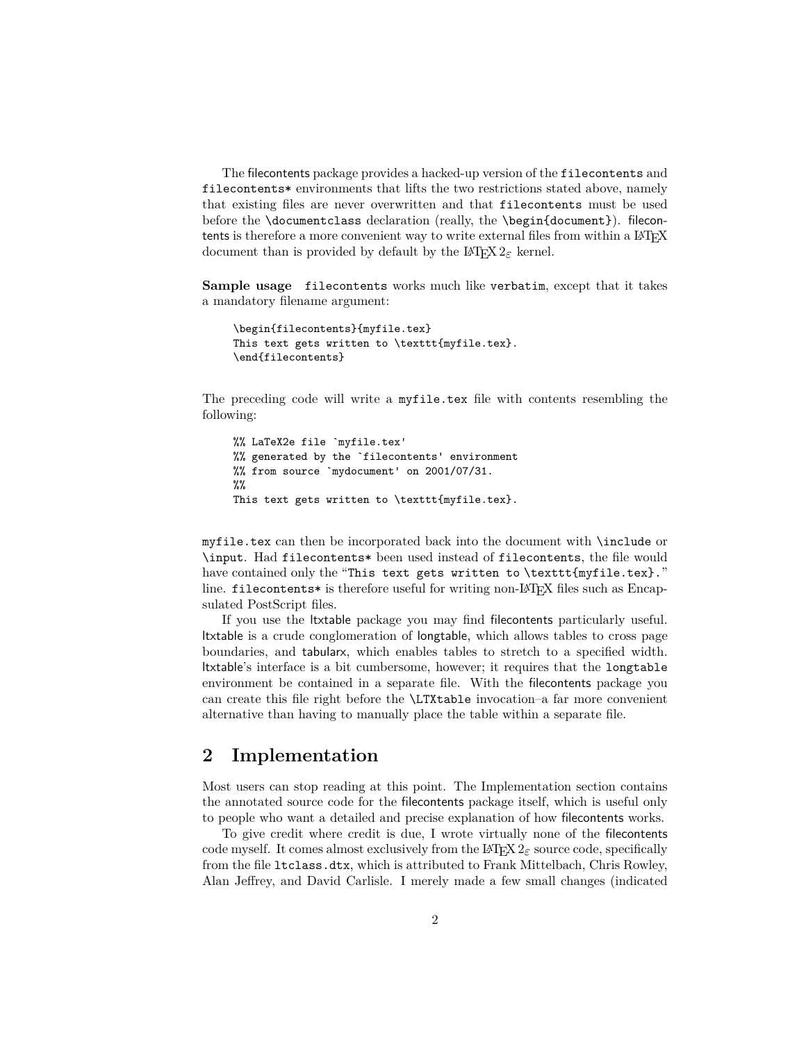The filecontents package provides a hacked-up version of the `filecontents` and `filecontents*` environments that lifts the two restrictions stated above, namely that existing files are never overwritten and that `filecontents` must be used before the `\documentclass` declaration (really, the `\begin{document}`). filecontents is therefore a more convenient way to write external files from within a LaTeX document than is provided by default by the LaTeX 2ε kernel.

**Sample usage** `filecontents` works much like `verbatim`, except that it takes a mandatory filename argument:

```
\begin{filecontents}{myfile.tex}
This text gets written to \texttt{myfile.tex}.
\end{filecontents}
```

The preceding code will write a `myfile.tex` file with contents resembling the following:

```
%% LaTeX2e file `myfile.tex'
%% generated by the `filecontents' environment
%% from source `mydocument' on 2001/07/31.
%%
This text gets written to \texttt{myfile.tex}.
```

`myfile.tex` can then be incorporated back into the document with `\include` or `\input`. Had `filecontents*` been used instead of `filecontents`, the file would have contained only the "`This text gets written to \texttt{myfile.tex}.`" line. `filecontents*` is therefore useful for writing non-LaTeX files such as Encapsulated PostScript files.

If you use the ltxtable package you may find filecontents particularly useful. ltxtable is a crude conglomeration of longtable, which allows tables to cross page boundaries, and tabularx, which enables tables to stretch to a specified width. ltxtable's interface is a bit cumbersome, however; it requires that the `longtable` environment be contained in a separate file. With the filecontents package you can create this file right before the `\LTXtable` invocation–a far more convenient alternative than having to manually place the table within a separate file.

## 2 Implementation

Most users can stop reading at this point. The Implementation section contains the annotated source code for the filecontents package itself, which is useful only to people who want a detailed and precise explanation of how filecontents works.

To give credit where credit is due, I wrote virtually none of the filecontents code myself. It comes almost exclusively from the LaTeX 2ε source code, specifically from the file `ltclass.dtx`, which is attributed to Frank Mittelbach, Chris Rowley, Alan Jeffrey, and David Carlisle. I merely made a few small changes (indicated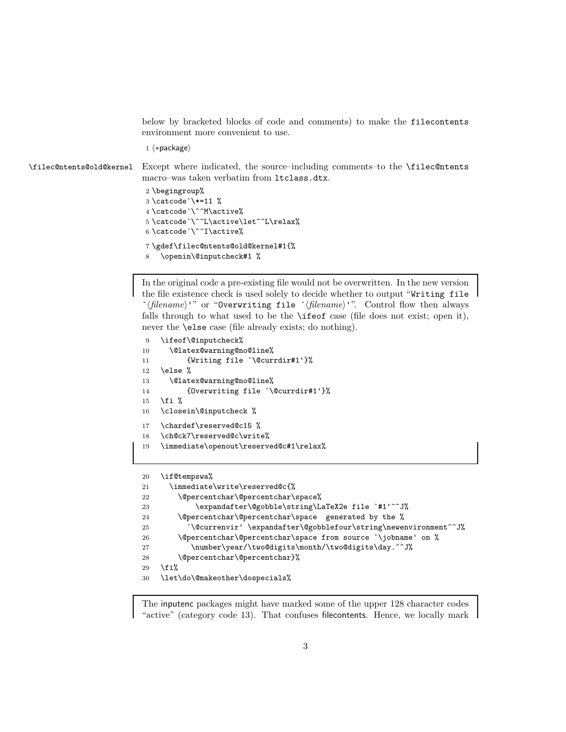below by bracketed blocks of code and comments) to make the filecontents environment more convenient to use.

```
1 ⟨*package⟩
```

\filec@ntents@old@kernel

Except where indicated, the source–including comments–to the \filec@ntents macro–was taken verbatim from ltclass.dtx.

```
2 \begingroup%
3 \catcode`\*=11 %
4 \catcode`\^^M\active%
5 \catcode`\^^L\active\let^^L\relax%
6 \catcode`\^^I\active%
7 \gdef\filec@ntents@old@kernel#1{%
8   \openin\@inputcheck#1 %
```

In the original code a pre-existing file would not be overwritten. In the new version the file existence check is used solely to decide whether to output "Writing file `⟨filename⟩'" or "Overwriting file `⟨filename⟩'". Control flow then always falls through to what used to be the \ifeof case (file does not exist; open it), never the \else case (file already exists; do nothing).

```
9   \ifeof\@inputcheck%
10    \@latex@warning@no@line%
11        {Writing file `\@currdir#1'}%
12  \else %
13    \@latex@warning@no@line%
14        {Overwriting file `\@currdir#1'}%
15  \fi %
16  \closein\@inputcheck %
17  \chardef\reserved@c15 %
18  \ch@ck7\reserved@c\write%
19  \immediate\openout\reserved@c#1\relax%
```

```
20  \if@tempswa%
21    \immediate\write\reserved@c{%
22      \@percentchar\@percentchar\space%
23          \expandafter\@gobble\string\LaTeX2e file `#1'^^J%
24      \@percentchar\@percentchar\space  generated by the %
25        `\@currenvir' \expandafter\@gobblefour\string\newenvironment^^J%
26      \@percentchar\@percentchar\space from source `\jobname' on %
27        \number\year/\two@digits\month/\two@digits\day.^^J%
28      \@percentchar\@percentchar}%
29  \fi%
30  \let\do\@makeother\dospecials%
```

The inputenc packages might have marked some of the upper 128 character codes "active" (category code 13). That confuses filecontents. Hence, we locally mark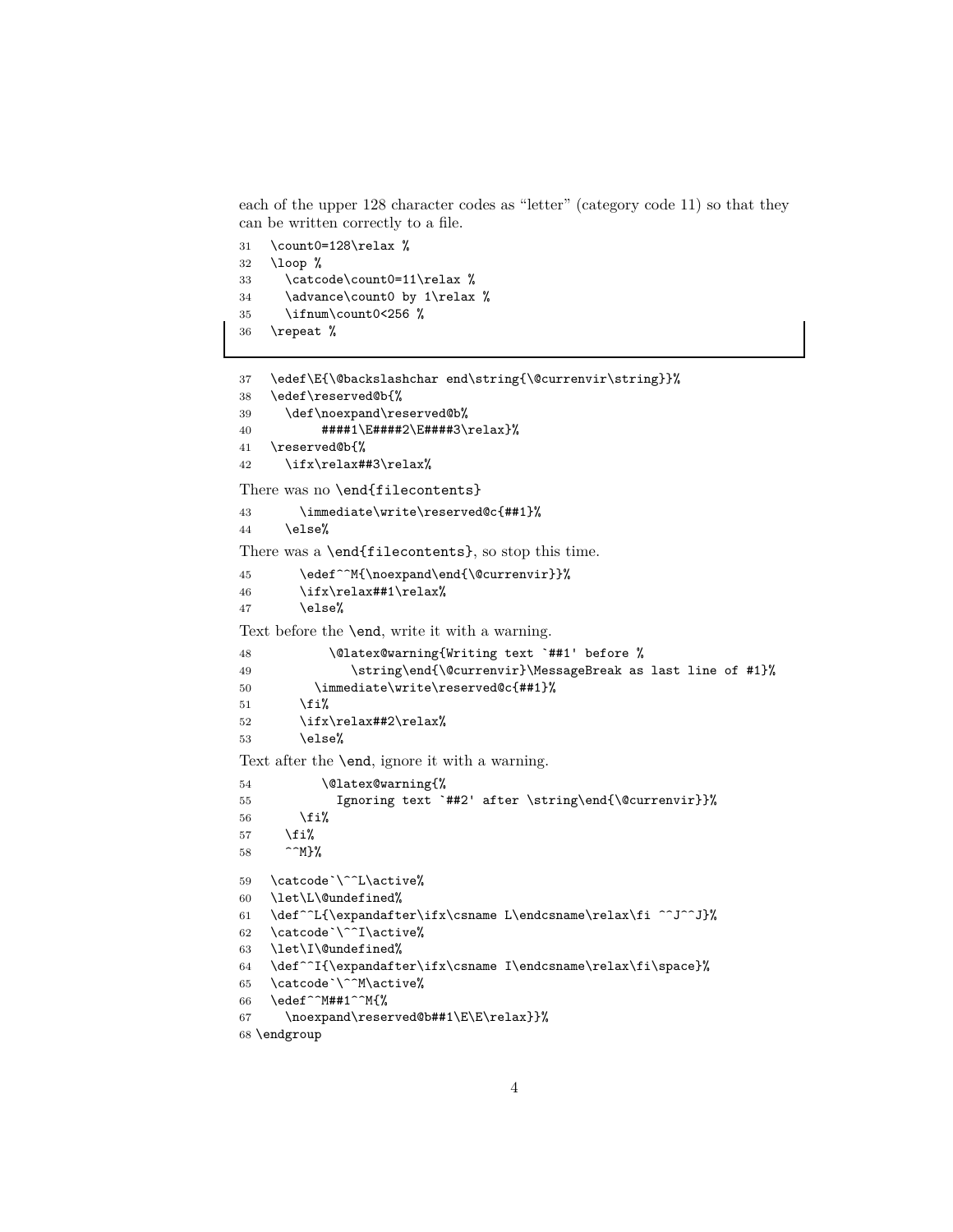each of the upper 128 character codes as "letter" (category code 11) so that they can be written correctly to a file.

```
31   \count0=128\relax %
32   \loop %
33     \catcode\count0=11\relax %
34     \advance\count0 by 1\relax %
35     \ifnum\count0<256 %
36   \repeat %
```

```
37   \edef\E{\@backslashchar end\string{\@currenvir\string}}%
38   \edef\reserved@b{%
39     \def\noexpand\reserved@b%
40         ####1\E####2\E####3\relax}%
41   \reserved@b{%
42     \ifx\relax##3\relax%
```

There was no `\end{filecontents}`

```
43       \immediate\write\reserved@c{##1}%
44     \else%
```

There was a `\end{filecontents}`, so stop this time.

```
45       \edef^^M{\noexpand\end{\@currenvir}}%
46       \ifx\relax##1\relax%
47       \else%
```

Text before the `\end`, write it with a warning.

```
48           \@latex@warning{Writing text `##1' before %
49              \string\end{\@currenvir}\MessageBreak as last line of #1}%
50         \immediate\write\reserved@c{##1}%
51       \fi%
52       \ifx\relax##2\relax%
53       \else%
```

Text after the `\end`, ignore it with a warning.

```
54         \@latex@warning{%
55           Ignoring text `##2' after \string\end{\@currenvir}}%
56       \fi%
57     \fi%
58     ^^M}%
```

```
59   \catcode`\^^L\active%
60   \let\L\@undefined%
61   \def^^L{\expandafter\ifx\csname L\endcsname\relax\fi ^^J^^J}%
62   \catcode`\^^I\active%
63   \let\I\@undefined%
64   \def^^I{\expandafter\ifx\csname I\endcsname\relax\fi\space}%
65   \catcode`\^^M\active%
66   \edef^^M##1^^M{%
67     \noexpand\reserved@b##1\E\E\relax}}%
68 \endgroup
```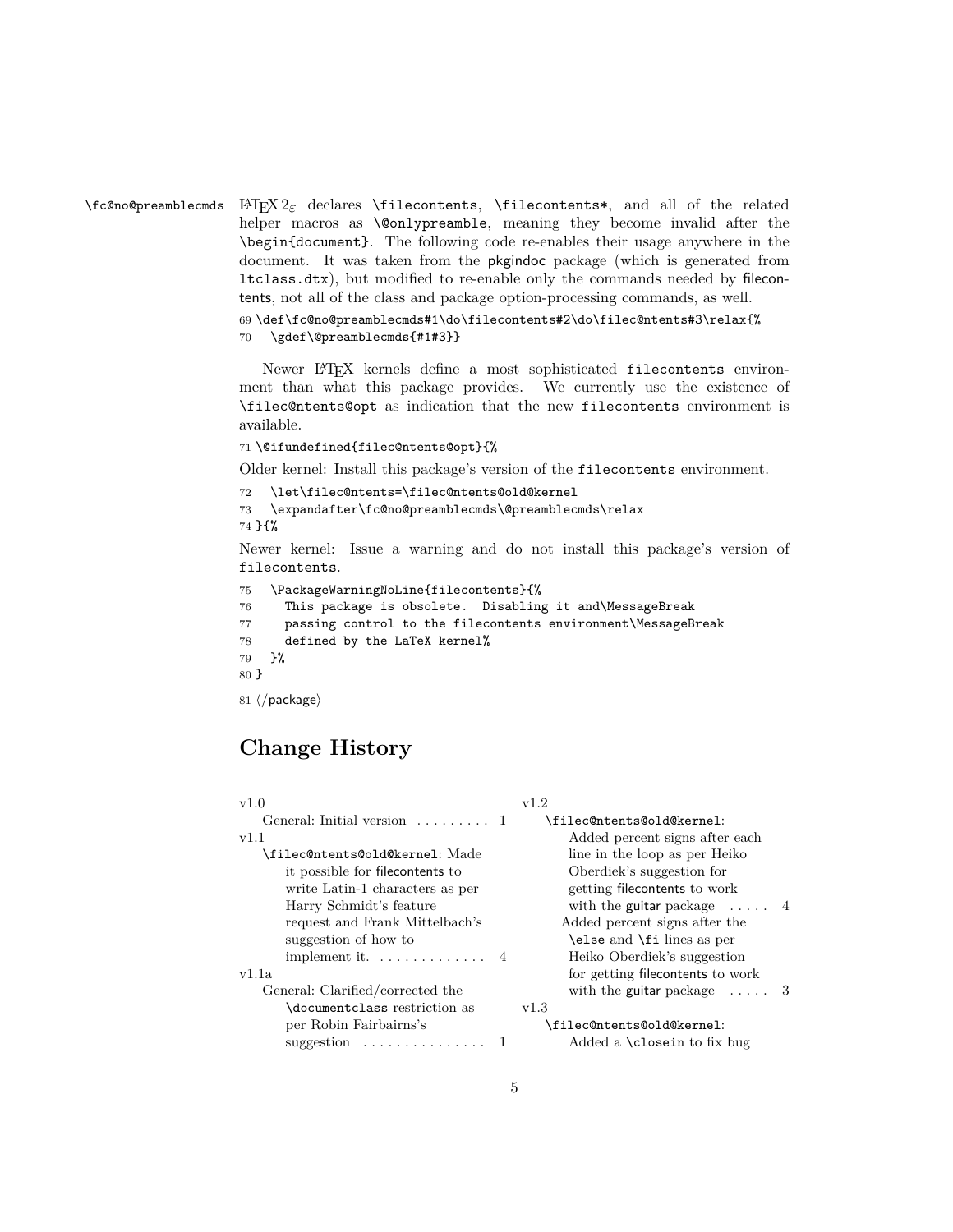`\fc@no@preamblecmds` LaTeX $2_\varepsilon$ declares `\filecontents`, `\filecontents*`, and all of the related helper macros as `\@onlypreamble`, meaning they become invalid after the `\begin{document}`. The following code re-enables their usage anywhere in the document. It was taken from the pkgindoc package (which is generated from `ltclass.dtx`), but modified to re-enable only the commands needed by filecontents, not all of the class and package option-processing commands, as well.

```
69 \def\fc@no@preamblecmds#1\do\filecontents#2\do\filec@ntents#3\relax{%
70   \gdef\@preamblecmds{#1#3}}
```

Newer LaTeX kernels define a most sophisticated `filecontents` environment than what this package provides. We currently use the existence of `\filec@ntents@opt` as indication that the new `filecontents` environment is available.

```
71 \@ifundefined{filec@ntents@opt}{%
```

Older kernel: Install this package's version of the `filecontents` environment.

```
72   \let\filec@ntents=\filec@ntents@old@kernel
73   \expandafter\fc@no@preamblecmds\@preamblecmds\relax
74 }{%
```

Newer kernel: Issue a warning and do not install this package's version of `filecontents`.

```
75   \PackageWarningNoLine{filecontents}{%
76     This package is obsolete.  Disabling it and\MessageBreak
77     passing control to the filecontents environment\MessageBreak
78     defined by the LaTeX kernel%
79   }%
80 }
81 </package>
```

## Change History

v1.0
- General: Initial version . . . . . . . . . 1

v1.1
- `\filec@ntents@old@kernel`: Made it possible for filecontents to write Latin-1 characters as per Harry Schmidt's feature request and Frank Mittelbach's suggestion of how to implement it. . . . . . . . . . . . . 4

v1.1a
- General: Clarified/corrected the `\documentclass` restriction as per Robin Fairbairns's suggestion . . . . . . . . . . . . . . . 1

v1.2
- `\filec@ntents@old@kernel`: Added percent signs after each line in the loop as per Heiko Oberdiek's suggestion for getting filecontents to work with the guitar package . . . . . 4
  - Added percent signs after the `\else` and `\fi` lines as per Heiko Oberdiek's suggestion for getting filecontents to work with the guitar package . . . . . 3

v1.3
- `\filec@ntents@old@kernel`: Added a `\closein` to fix bug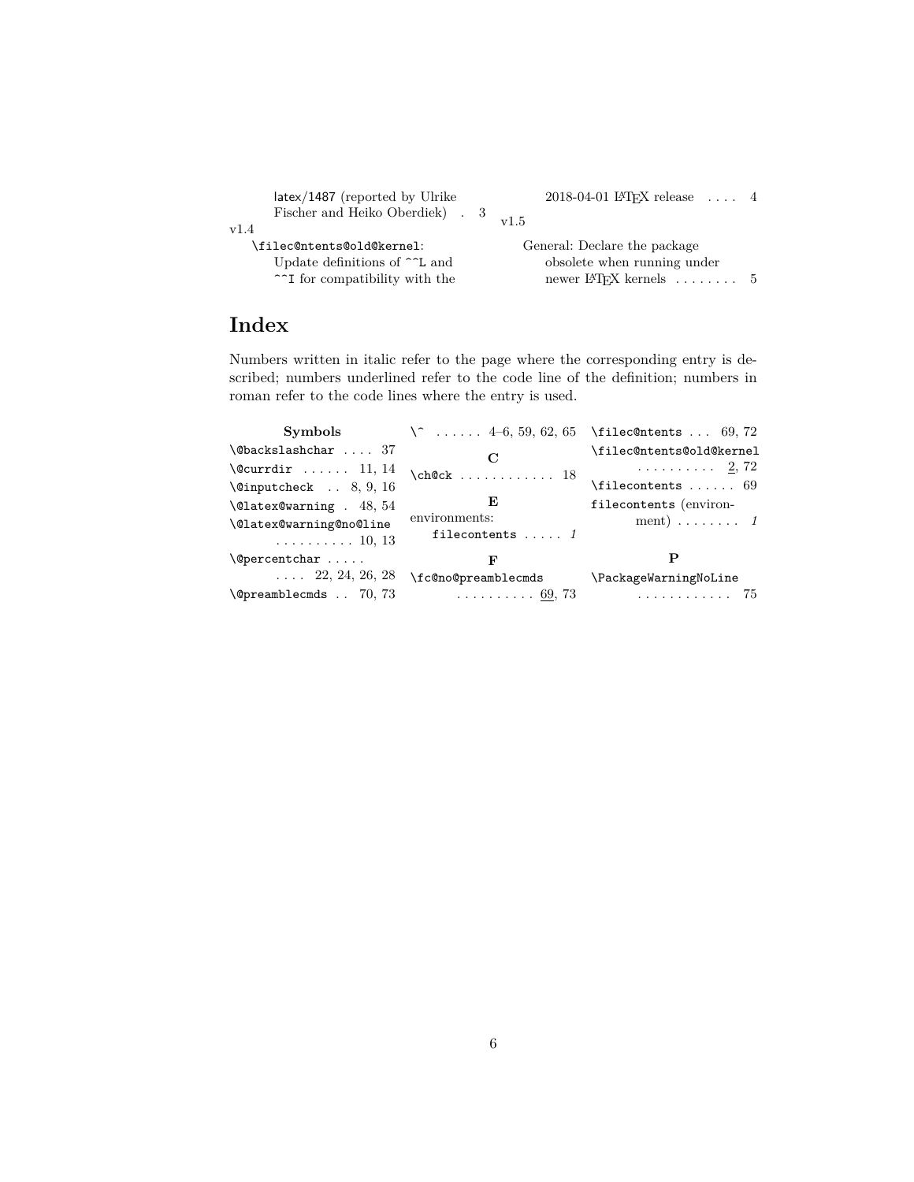latex/1487 (reported by Ulrike Fischer and Heiko Oberdiek) . 3

v1.4

\filec@ntents@old@kernel: Update definitions of ^^L and ^^I for compatibility with the 2018-04-01 LaTeX release . . . . 4

v1.5

General: Declare the package obsolete when running under newer LaTeX kernels . . . . . . . . 5

# Index

Numbers written in italic refer to the page where the corresponding entry is described; numbers underlined refer to the code line of the definition; numbers in roman refer to the code lines where the entry is used.

**Symbols**

\@backslashchar . . . . 37
\@currdir . . . . . . 11, 14
\@inputcheck . . 8, 9, 16
\@latex@warning . 48, 54
\@latex@warning@no@line . . . . . . . . . . 10, 13
\@percentchar . . . . . . . . . 22, 24, 26, 28
\@preamblecmds . . 70, 73
\^ . . . . . . 4–6, 59, 62, 65

**C**

\ch@ck . . . . . . . . . . . . 18

**E**

environments:
  filecontents . . . . . *1*

**F**

\fc@no@preamblecmds . . . . . . . . . . 69, 73
\filec@ntents . . . 69, 72
\filec@ntents@old@kernel . . . . . . . . . . 2, 72
\filecontents . . . . . . 69
filecontents (environment) . . . . . . . . *1*

**P**

\PackageWarningNoLine . . . . . . . . . . . . 75